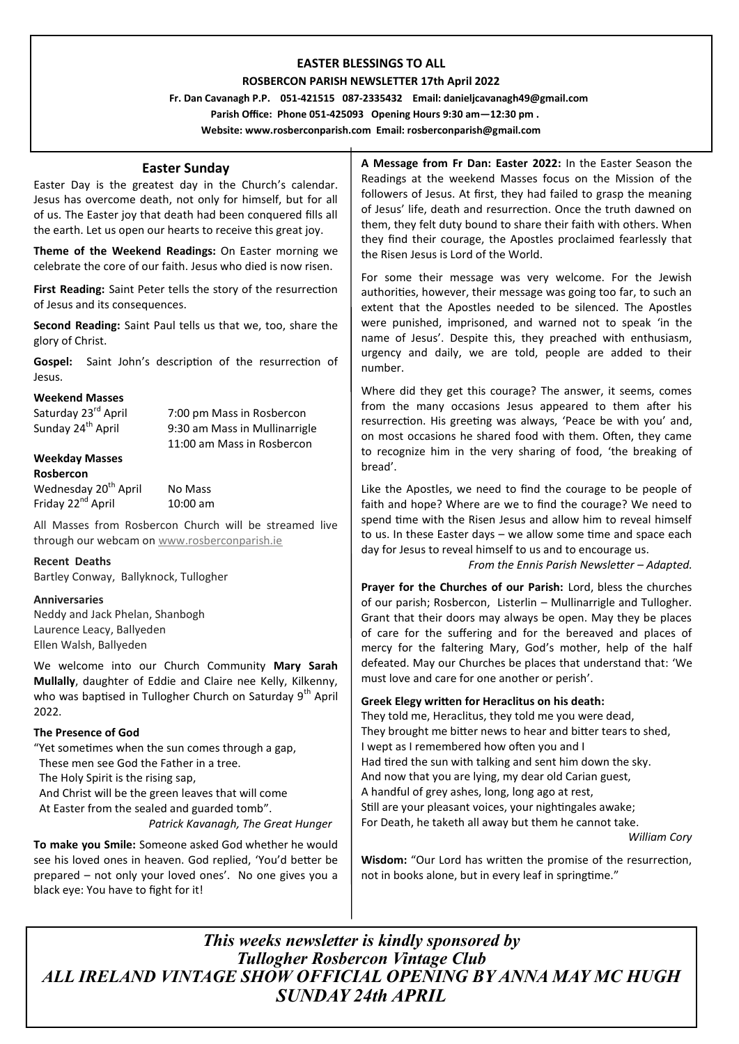**EASTER BLESSINGS TO ALL**

**ROSBERCON PARISH NEWSLETTER 17th April 2022**

**Fr. Dan Cavanagh P.P. 051-421515 087-2335432 Email: danieljcavanagh49@gmail.com**

**Parish Office: Phone 051-425093 Opening Hours 9:30 am—12:30 pm .**

**Website: www.rosberconparish.com Email: rosberconparish@gmail.com**

## Easter Sunday

Easter Day is the greatest day in the Church's calendar. Jesus has overcome death, not only for himself, but for all of us. The Easter joy that death had been conquered fills all the earth. Let us open our hearts to receive this great joy.

**Theme of the Weekend Readings:** On Easter morning we celebrate the core of our faith. Jesus who died is now risen.

**First Reading:** Saint Peter tells the story of the resurrection of Jesus and its consequences.

**Second Reading:** Saint Paul tells us that we, too, share the glory of Christ.

**Gospel:** Saint John's description of the resurrection of Jesus.

**Weekend Masses**

Saturday 23rd April — 7:00 pm Mass in Rosbercon
Sunday 24th April — 9:30 am Mass in Mullinarrigle
11:00 am Mass in Rosbercon

**Weekday Masses**
**Rosbercon**

Wednesday 20th April — No Mass
Friday 22nd April — 10:00 am

All Masses from Rosbercon Church will be streamed live through our webcam on www.rosberconparish.ie

**Recent Deaths**
Bartley Conway, Ballyknock, Tullogher

**Anniversaries**
Neddy and Jack Phelan, Shanbogh
Laurence Leacy, Ballyeden
Ellen Walsh, Ballyeden

We welcome into our Church Community **Mary Sarah Mullally**, daughter of Eddie and Claire nee Kelly, Kilkenny, who was baptised in Tullogher Church on Saturday 9th April 2022.

**The Presence of God**

"Yet sometimes when the sun comes through a gap,
These men see God the Father in a tree.
The Holy Spirit is the rising sap,
And Christ will be the green leaves that will come
At Easter from the sealed and guarded tomb".
*Patrick Kavanagh, The Great Hunger*

**To make you Smile:** Someone asked God whether he would see his loved ones in heaven. God replied, 'You'd better be prepared – not only your loved ones'. No one gives you a black eye: You have to fight for it!

**A Message from Fr Dan: Easter 2022:** In the Easter Season the Readings at the weekend Masses focus on the Mission of the followers of Jesus. At first, they had failed to grasp the meaning of Jesus' life, death and resurrection. Once the truth dawned on them, they felt duty bound to share their faith with others. When they find their courage, the Apostles proclaimed fearlessly that the Risen Jesus is Lord of the World.

For some their message was very welcome. For the Jewish authorities, however, their message was going too far, to such an extent that the Apostles needed to be silenced. The Apostles were punished, imprisoned, and warned not to speak 'in the name of Jesus'. Despite this, they preached with enthusiasm, urgency and daily, we are told, people are added to their number.

Where did they get this courage? The answer, it seems, comes from the many occasions Jesus appeared to them after his resurrection. His greeting was always, 'Peace be with you' and, on most occasions he shared food with them. Often, they came to recognize him in the very sharing of food, 'the breaking of bread'.

Like the Apostles, we need to find the courage to be people of faith and hope? Where are we to find the courage? We need to spend time with the Risen Jesus and allow him to reveal himself to us. In these Easter days – we allow some time and space each day for Jesus to reveal himself to us and to encourage us.
*From the Ennis Parish Newsletter – Adapted.*

**Prayer for the Churches of our Parish:** Lord, bless the churches of our parish; Rosbercon, Listerlin – Mullinarrigle and Tullogher. Grant that their doors may always be open. May they be places of care for the suffering and for the bereaved and places of mercy for the faltering Mary, God's mother, help of the half defeated. May our Churches be places that understand that: 'We must love and care for one another or perish'.

**Greek Elegy written for Heraclitus on his death:**

They told me, Heraclitus, they told me you were dead,
They brought me bitter news to hear and bitter tears to shed,
I wept as I remembered how often you and I
Had tired the sun with talking and sent him down the sky.
And now that you are lying, my dear old Carian guest,
A handful of grey ashes, long, long ago at rest,
Still are your pleasant voices, your nightingales awake;
For Death, he taketh all away but them he cannot take.
*William Cory*

**Wisdom:** "Our Lord has written the promise of the resurrection, not in books alone, but in every leaf in springtime."

***This weeks newsletter is kindly sponsored by Tullogher Rosbercon Vintage Club***
***ALL IRELAND VINTAGE SHOW OFFICIAL OPENING BY ANNA MAY MC HUGH SUNDAY 24th APRIL***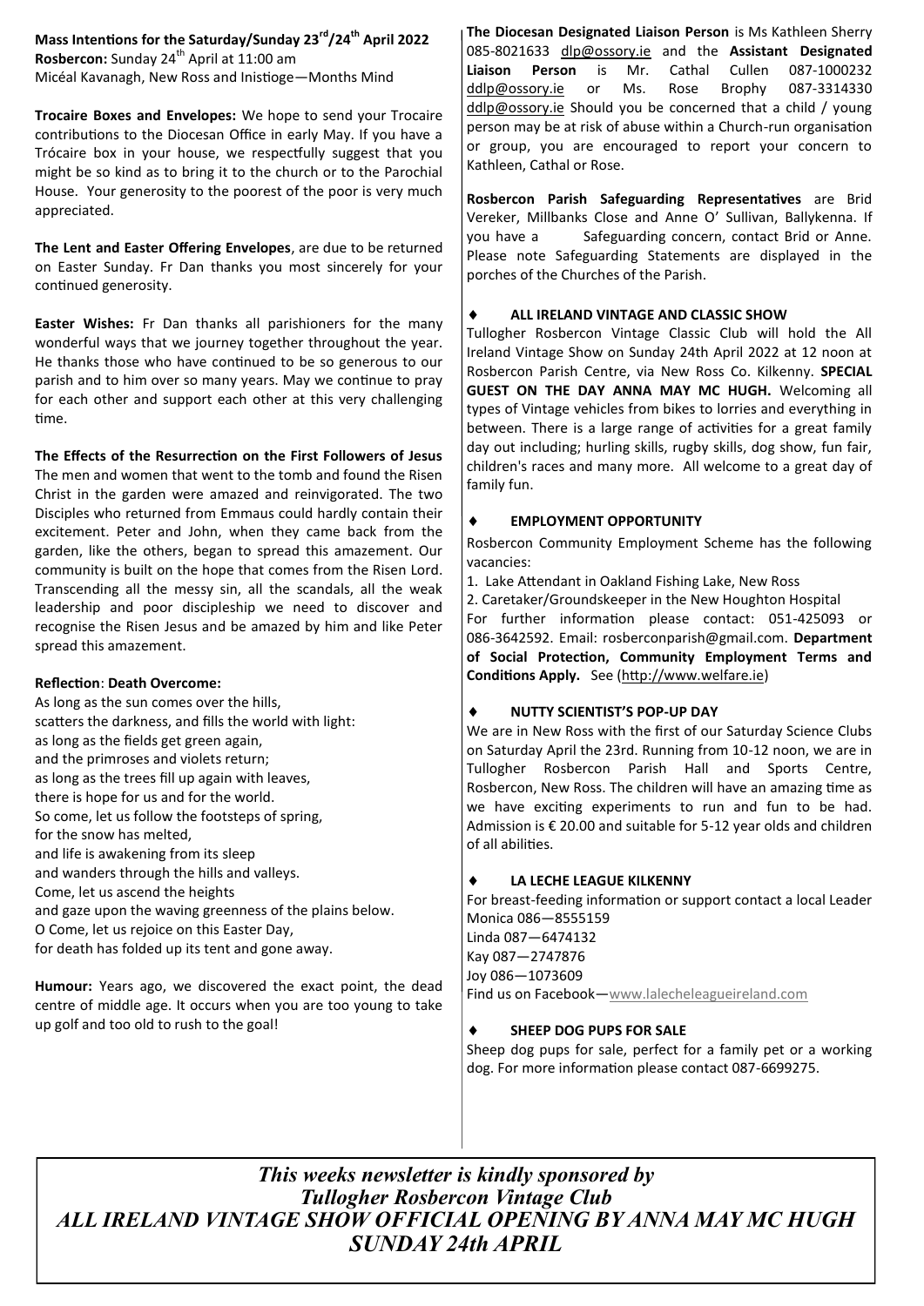**Mass Intentions for the Saturday/Sunday 23rd/24th April 2022**
**Rosbercon:** Sunday 24th April at 11:00 am
Micéal Kavanagh, New Ross and Inistioge—Months Mind

**Trocaire Boxes and Envelopes:** We hope to send your Trocaire contributions to the Diocesan Office in early May. If you have a Trócaire box in your house, we respectfully suggest that you might be so kind as to bring it to the church or to the Parochial House. Your generosity to the poorest of the poor is very much appreciated.

**The Lent and Easter Offering Envelopes**, are due to be returned on Easter Sunday. Fr Dan thanks you most sincerely for your continued generosity.

**Easter Wishes:** Fr Dan thanks all parishioners for the many wonderful ways that we journey together throughout the year. He thanks those who have continued to be so generous to our parish and to him over so many years. May we continue to pray for each other and support each other at this very challenging time.

**The Effects of the Resurrection on the First Followers of Jesus**
The men and women that went to the tomb and found the Risen Christ in the garden were amazed and reinvigorated. The two Disciples who returned from Emmaus could hardly contain their excitement. Peter and John, when they came back from the garden, like the others, began to spread this amazement. Our community is built on the hope that comes from the Risen Lord. Transcending all the messy sin, all the scandals, all the weak leadership and poor discipleship we need to discover and recognise the Risen Jesus and be amazed by him and like Peter spread this amazement.

**Reflection**: **Death Overcome:**
As long as the sun comes over the hills,
scatters the darkness, and fills the world with light:
as long as the fields get green again,
and the primroses and violets return;
as long as the trees fill up again with leaves,
there is hope for us and for the world.
So come, let us follow the footsteps of spring,
for the snow has melted,
and life is awakening from its sleep
and wanders through the hills and valleys.
Come, let us ascend the heights
and gaze upon the waving greenness of the plains below.
O Come, let us rejoice on this Easter Day,
for death has folded up its tent and gone away.

**Humour:** Years ago, we discovered the exact point, the dead centre of middle age. It occurs when you are too young to take up golf and too old to rush to the goal!

**The Diocesan Designated Liaison Person** is Ms Kathleen Sherry 085-8021633 dlp@ossory.ie and the **Assistant Designated Liaison Person** is Mr. Cathal Cullen 087-1000232 ddlp@ossory.ie or Ms. Rose Brophy 087-3314330 ddlp@ossory.ie Should you be concerned that a child / young person may be at risk of abuse within a Church-run organisation or group, you are encouraged to report your concern to Kathleen, Cathal or Rose.

**Rosbercon Parish Safeguarding Representatives** are Brid Vereker, Millbanks Close and Anne O' Sullivan, Ballykenna. If you have a Safeguarding concern, contact Brid or Anne. Please note Safeguarding Statements are displayed in the porches of the Churches of the Parish.

### ♦ ALL IRELAND VINTAGE AND CLASSIC SHOW

Tullogher Rosbercon Vintage Classic Club will hold the All Ireland Vintage Show on Sunday 24th April 2022 at 12 noon at Rosbercon Parish Centre, via New Ross Co. Kilkenny. **SPECIAL GUEST ON THE DAY ANNA MAY MC HUGH.** Welcoming all types of Vintage vehicles from bikes to lorries and everything in between. There is a large range of activities for a great family day out including; hurling skills, rugby skills, dog show, fun fair, children's races and many more. All welcome to a great day of family fun.

### ♦ EMPLOYMENT OPPORTUNITY

Rosbercon Community Employment Scheme has the following vacancies:

1. Lake Attendant in Oakland Fishing Lake, New Ross
2. Caretaker/Groundskeeper in the New Houghton Hospital

For further information please contact: 051-425093 or 086-3642592. Email: rosberconparish@gmail.com. **Department of Social Protection, Community Employment Terms and Conditions Apply.** See (http://www.welfare.ie)

### ♦ NUTTY SCIENTIST'S POP-UP DAY

We are in New Ross with the first of our Saturday Science Clubs on Saturday April the 23rd. Running from 10-12 noon, we are in Tullogher Rosbercon Parish Hall and Sports Centre, Rosbercon, New Ross. The children will have an amazing time as we have exciting experiments to run and fun to be had. Admission is € 20.00 and suitable for 5-12 year olds and children of all abilities.

### ♦ LA LECHE LEAGUE KILKENNY

For breast-feeding information or support contact a local Leader
Monica 086—8555159
Linda 087—6474132
Kay 087—2747876
Joy 086—1073609
Find us on Facebook—www.lalecheleagueireland.com

### ♦ SHEEP DOG PUPS FOR SALE

Sheep dog pups for sale, perfect for a family pet or a working dog. For more information please contact 087-6699275.

***This weeks newsletter is kindly sponsored by***
***Tullogher Rosbercon Vintage Club***
***ALL IRELAND VINTAGE SHOW OFFICIAL OPENING BY ANNA MAY MC HUGH***
***SUNDAY 24th APRIL***